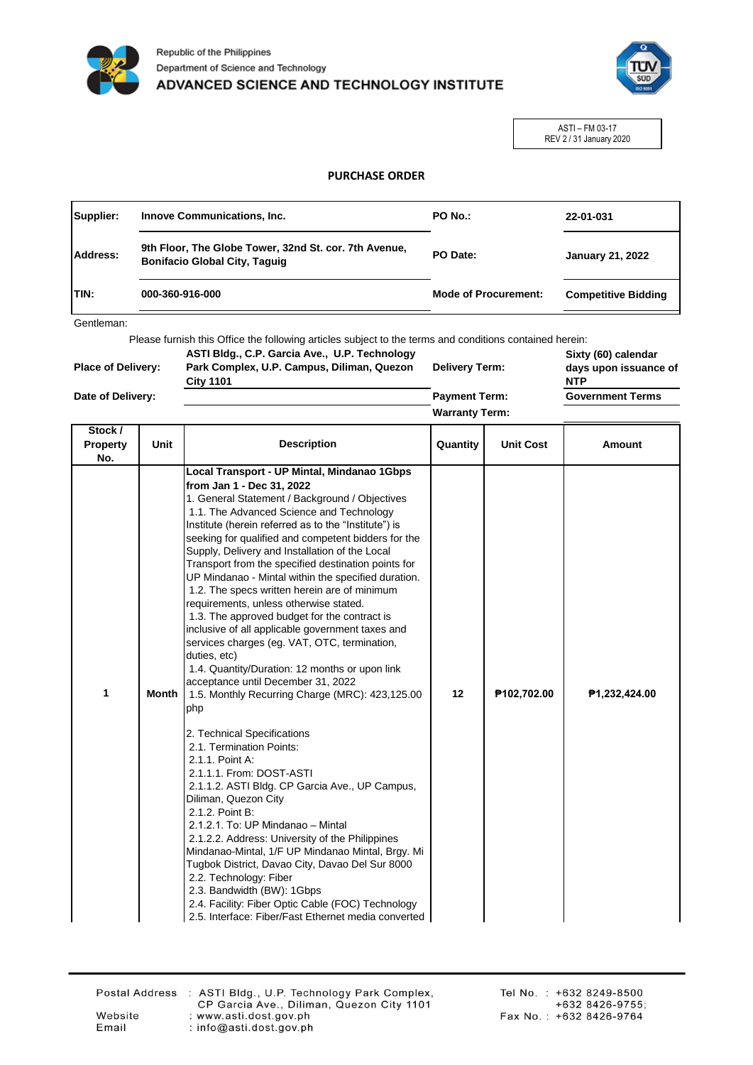Republic of the Philippines
Department of Science and Technology
ADVANCED SCIENCE AND TECHNOLOGY INSTITUTE

ASTI – FM 03-17
REV 2 / 31 January 2020

## PURCHASE ORDER

| | | | |
|---|---|---|---|
| **Supplier:** | **Innove Communications, Inc.** | **PO No.:** | **22-01-031** |
| **Address:** | **9th Floor, The Globe Tower, 32nd St. cor. 7th Avenue, Bonifacio Global City, Taguig** | **PO Date:** | **January 21, 2022** |
| **TIN:** | **000-360-916-000** | **Mode of Procurement:** | **Competitive Bidding** |

Gentleman:

Please furnish this Office the following articles subject to the terms and conditions contained herein:

| | | | |
|---|---|---|---|
| **Place of Delivery:** | **ASTI Bldg., C.P. Garcia Ave., U.P. Technology Park Complex, U.P. Campus, Diliman, Quezon City 1101** | **Delivery Term:** | **Sixty (60) calendar days upon issuance of NTP** |
| **Date of Delivery:** | | **Payment Term:** | **Government Terms** |
| | | **Warranty Term:** | |

| Stock / Property No. | Unit | Description | Quantity | Unit Cost | Amount |
|---|---|---|---|---|---|
| 1 | Month | **Local Transport - UP Mintal, Mindanao 1Gbps from Jan 1 - Dec 31, 2022**<br>1. General Statement / Background / Objectives<br>1.1. The Advanced Science and Technology Institute (herein referred as to the "Institute") is seeking for qualified and competent bidders for the Supply, Delivery and Installation of the Local Transport from the specified destination points for UP Mindanao - Mintal within the specified duration.<br>1.2. The specs written herein are of minimum requirements, unless otherwise stated.<br>1.3. The approved budget for the contract is inclusive of all applicable government taxes and services charges (eg. VAT, OTC, termination, duties, etc)<br>1.4. Quantity/Duration: 12 months or upon link acceptance until December 31, 2022<br>1.5. Monthly Recurring Charge (MRC): 423,125.00 php<br><br>2. Technical Specifications<br>2.1. Termination Points:<br>2.1.1. Point A:<br>2.1.1.1. From: DOST-ASTI<br>2.1.1.2. ASTI Bldg. CP Garcia Ave., UP Campus, Diliman, Quezon City<br>2.1.2. Point B:<br>2.1.2.1. To: UP Mindanao – Mintal<br>2.1.2.2. Address: University of the Philippines Mindanao-Mintal, 1/F UP Mindanao Mintal, Brgy. Mi Tugbok District, Davao City, Davao Del Sur 8000<br>2.2. Technology: Fiber<br>2.3. Bandwidth (BW): 1Gbps<br>2.4. Facility: Fiber Optic Cable (FOC) Technology<br>2.5. Interface: Fiber/Fast Ethernet media converted | 12 | ₱102,702.00 | ₱1,232,424.00 |

Postal Address : ASTI Bldg., U.P. Technology Park Complex, CP Garcia Ave., Diliman, Quezon City 1101
Website : www.asti.dost.gov.ph
Email : info@asti.dost.gov.ph
Tel No. : +632 8249-8500, +632 8426-9755;
Fax No. : +632 8426-9764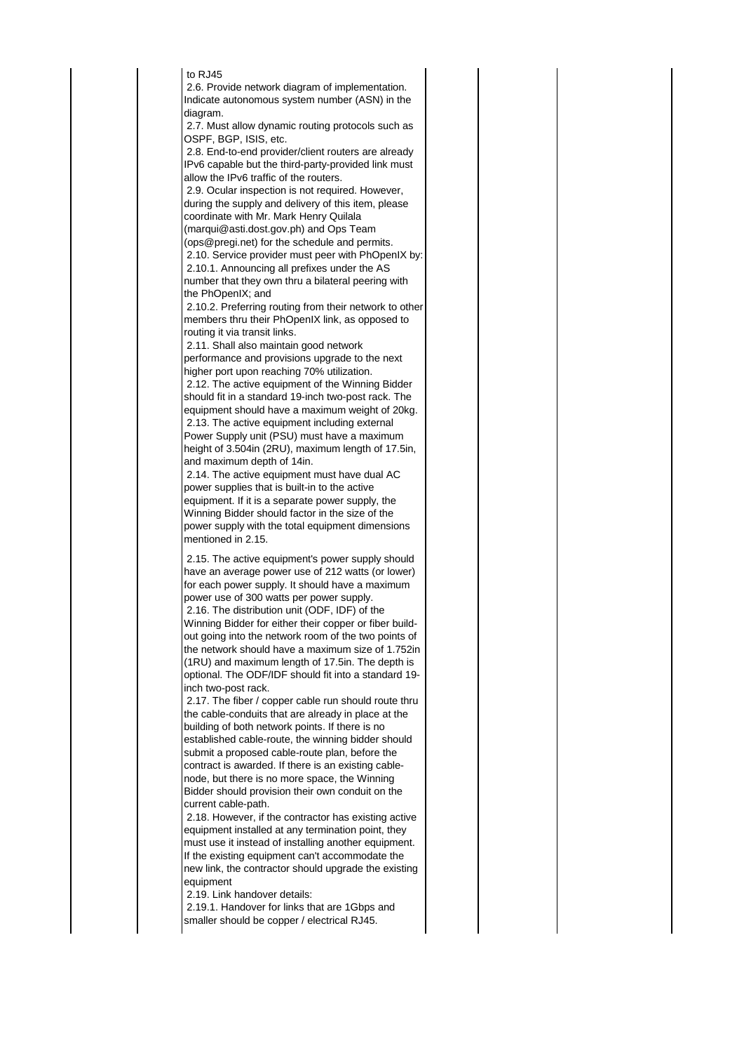| | | to RJ45<br>2.6. Provide network diagram of implementation. Indicate autonomous system number (ASN) in the diagram.<br>2.7. Must allow dynamic routing protocols such as OSPF, BGP, ISIS, etc.<br>2.8. End-to-end provider/client routers are already IPv6 capable but the third-party-provided link must allow the IPv6 traffic of the routers.<br>2.9. Ocular inspection is not required. However, during the supply and delivery of this item, please coordinate with Mr. Mark Henry Quilala (marqui@asti.dost.gov.ph) and Ops Team (ops@pregi.net) for the schedule and permits.<br>2.10. Service provider must peer with PhOpenIX by:<br>2.10.1. Announcing all prefixes under the AS number that they own thru a bilateral peering with the PhOpenIX; and<br>2.10.2. Preferring routing from their network to other members thru their PhOpenIX link, as opposed to routing it via transit links.<br>2.11. Shall also maintain good network performance and provisions upgrade to the next higher port upon reaching 70% utilization.<br>2.12. The active equipment of the Winning Bidder should fit in a standard 19-inch two-post rack. The equipment should have a maximum weight of 20kg.<br>2.13. The active equipment including external Power Supply unit (PSU) must have a maximum height of 3.504in (2RU), maximum length of 17.5in, and maximum depth of 14in.<br>2.14. The active equipment must have dual AC power supplies that is built-in to the active equipment. If it is a separate power supply, the Winning Bidder should factor in the size of the power supply with the total equipment dimensions mentioned in 2.15.<br><br>2.15. The active equipment's power supply should have an average power use of 212 watts (or lower) for each power supply. It should have a maximum power use of 300 watts per power supply.<br>2.16. The distribution unit (ODF, IDF) of the Winning Bidder for either their copper or fiber build-out going into the network room of the two points of the network should have a maximum size of 1.752in (1RU) and maximum length of 17.5in. The depth is optional. The ODF/IDF should fit into a standard 19-inch two-post rack.<br>2.17. The fiber / copper cable run should route thru the cable-conduits that are already in place at the building of both network points. If there is no established cable-route, the winning bidder should submit a proposed cable-route plan, before the contract is awarded. If there is an existing cable-node, but there is no more space, the Winning Bidder should provision their own conduit on the current cable-path.<br>2.18. However, if the contractor has existing active equipment installed at any termination point, they must use it instead of installing another equipment. If the existing equipment can't accommodate the new link, the contractor should upgrade the existing equipment<br>2.19. Link handover details:<br>2.19.1. Handover for links that are 1Gbps and smaller should be copper / electrical RJ45. | | | |
|---|---|---|---|---|---|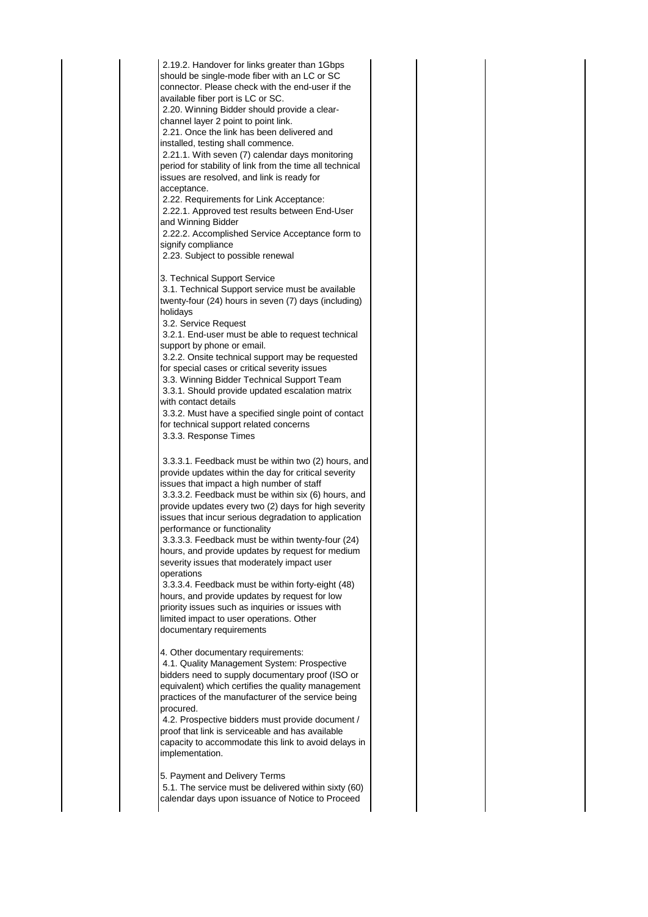| | | | | | |
|---|---|---|---|---|---|
| | | 2.19.2. Handover for links greater than 1Gbps should be single-mode fiber with an LC or SC connector. Please check with the end-user if the available fiber port is LC or SC.<br>2.20. Winning Bidder should provide a clear-channel layer 2 point to point link.<br>2.21. Once the link has been delivered and installed, testing shall commence.<br>2.21.1. With seven (7) calendar days monitoring period for stability of link from the time all technical issues are resolved, and link is ready for acceptance.<br>2.22. Requirements for Link Acceptance:<br>2.22.1. Approved test results between End-User and Winning Bidder<br>2.22.2. Accomplished Service Acceptance form to signify compliance<br>2.23. Subject to possible renewal<br><br>3. Technical Support Service<br>3.1. Technical Support service must be available twenty-four (24) hours in seven (7) days (including) holidays<br>3.2. Service Request<br>3.2.1. End-user must be able to request technical support by phone or email.<br>3.2.2. Onsite technical support may be requested for special cases or critical severity issues<br>3.3. Winning Bidder Technical Support Team<br>3.3.1. Should provide updated escalation matrix with contact details<br>3.3.2. Must have a specified single point of contact for technical support related concerns<br>3.3.3. Response Times<br><br>3.3.3.1. Feedback must be within two (2) hours, and provide updates within the day for critical severity issues that impact a high number of staff<br>3.3.3.2. Feedback must be within six (6) hours, and provide updates every two (2) days for high severity issues that incur serious degradation to application performance or functionality<br>3.3.3.3. Feedback must be within twenty-four (24) hours, and provide updates by request for medium severity issues that moderately impact user operations<br>3.3.3.4. Feedback must be within forty-eight (48) hours, and provide updates by request for low priority issues such as inquiries or issues with limited impact to user operations. Other documentary requirements<br><br>4. Other documentary requirements:<br>4.1. Quality Management System: Prospective bidders need to supply documentary proof (ISO or equivalent) which certifies the quality management practices of the manufacturer of the service being procured.<br>4.2. Prospective bidders must provide document / proof that link is serviceable and has available capacity to accommodate this link to avoid delays in implementation.<br><br>5. Payment and Delivery Terms<br>5.1. The service must be delivered within sixty (60) calendar days upon issuance of Notice to Proceed | | | |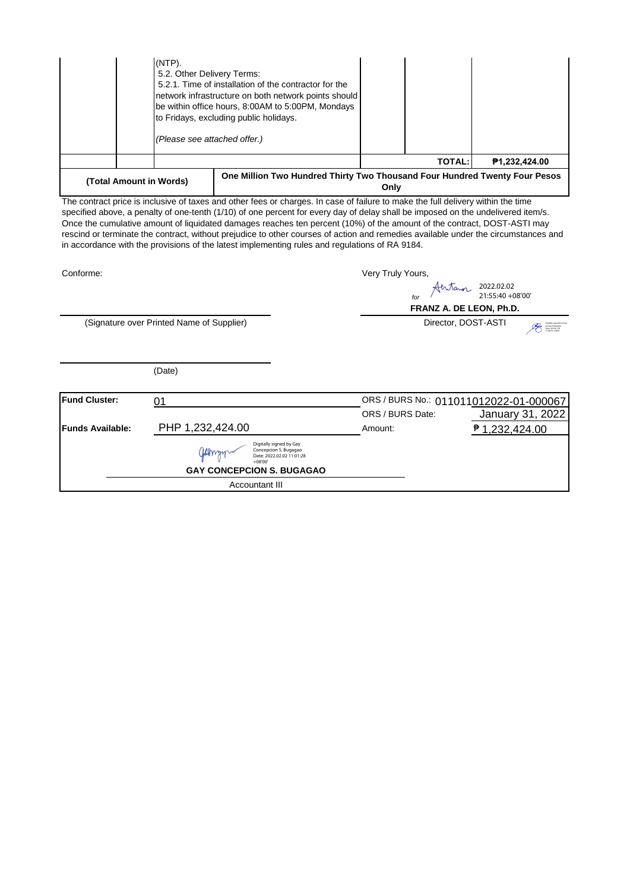| | | | | | |
|---|---|---|---|---|---|
| | | (NTP).<br>5.2. Other Delivery Terms:<br>5.2.1. Time of installation of the contractor for the network infrastructure on both network points should be within office hours, 8:00AM to 5:00PM, Mondays to Fridays, excluding public holidays.<br><br>*(Please see attached offer.)* | | | |
| | | | | **TOTAL:** | **₱1,232,424.00** |
| **(Total Amount in Words)** | | **One Million Two Hundred Thirty Two Thousand Four Hundred Twenty Four Pesos Only** | | | |

The contract price is inclusive of taxes and other fees or charges. In case of failure to make the full delivery within the time specified above, a penalty of one-tenth (1/10) of one percent for every day of delay shall be imposed on the undelivered item/s. Once the cumulative amount of liquidated damages reaches ten percent (10%) of the amount of the contract, DOST-ASTI may rescind or terminate the contract, without prejudice to other courses of action and remedies available under the circumstances and in accordance with the provisions of the latest implementing rules and regulations of RA 9184.

Conforme:

(Signature over Printed Name of Supplier)

(Date)

Very Truly Yours,

*for* 2022.02.02 21:55:40 +08'00'

**FRANZ A. DE LEON, Ph.D.**

Director, DOST-ASTI

| | | | |
|---|---|---|---|
| **Fund Cluster:** | 01 | ORS / BURS No.: | 011011012022-01-000067 |
| | | ORS / BURS Date: | January 31, 2022 |
| **Funds Available:** | PHP 1,232,424.00 | Amount: | ₱ 1,232,424.00 |

Digitally signed by Gay Concepcion S. Bugagao
Date: 2022.02.02 11:01:28 +08'00'

**GAY CONCEPCION S. BUGAGAO**

Accountant III